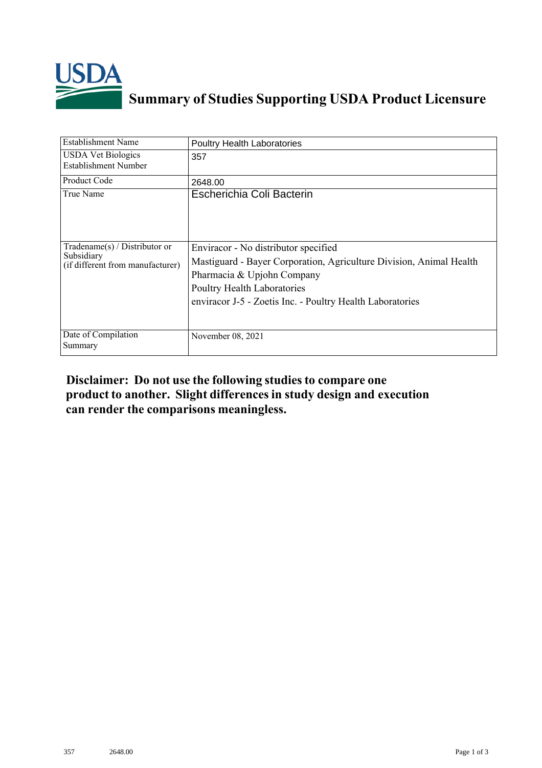# Summary of Studies Supporting USDA Product Licensure

| Establishment Name | Poultry Health Laboratories |
|---|---|
| USDA Vet Biologics Establishment Number | 357 |
| Product Code | 2648.00 |
| True Name | Escherichia Coli Bacterin |
| Tradename(s) / Distributor or Subsidiary (if different from manufacturer) | Enviracor - No distributor specified<br>Mastiguard - Bayer Corporation, Agriculture Division, Animal Health<br>Pharmacia & Upjohn Company<br>Poultry Health Laboratories<br>enviracor J-5 - Zoetis Inc. - Poultry Health Laboratories |
| Date of Compilation Summary | November 08, 2021 |

**Disclaimer: Do not use the following studies to compare one product to another. Slight differences in study design and execution can render the comparisons meaningless.**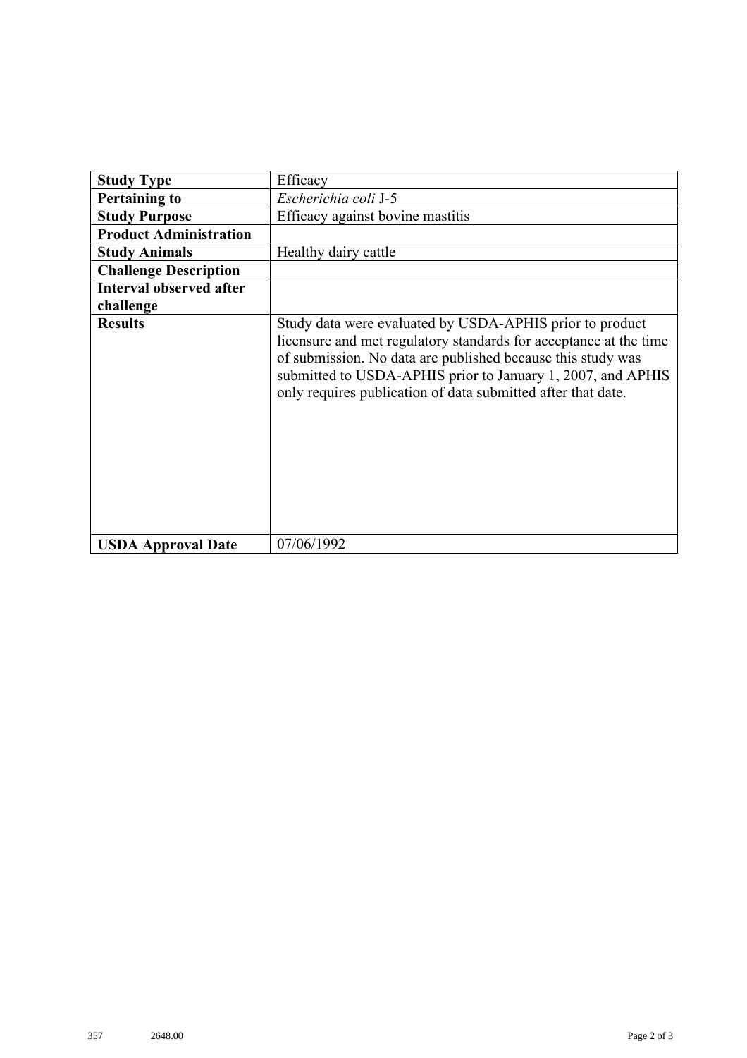| | |
|---|---|
| **Study Type** | Efficacy |
| **Pertaining to** | *Escherichia coli* J-5 |
| **Study Purpose** | Efficacy against bovine mastitis |
| **Product Administration** | |
| **Study Animals** | Healthy dairy cattle |
| **Challenge Description** | |
| **Interval observed after challenge** | |
| **Results** | Study data were evaluated by USDA-APHIS prior to product licensure and met regulatory standards for acceptance at the time of submission. No data are published because this study was submitted to USDA-APHIS prior to January 1, 2007, and APHIS only requires publication of data submitted after that date. |
| **USDA Approval Date** | 07/06/1992 |

357 2648.00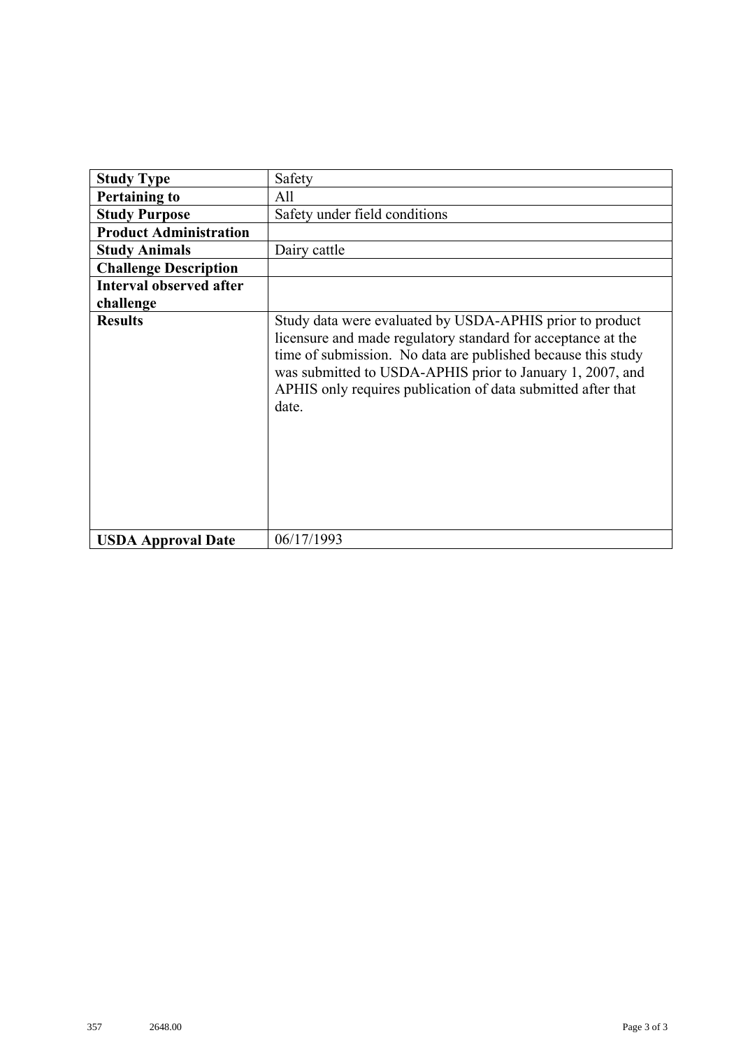| | |
|---|---|
| **Study Type** | Safety |
| **Pertaining to** | All |
| **Study Purpose** | Safety under field conditions |
| **Product Administration** | |
| **Study Animals** | Dairy cattle |
| **Challenge Description** | |
| **Interval observed after challenge** | |
| **Results** | Study data were evaluated by USDA-APHIS prior to product licensure and made regulatory standard for acceptance at the time of submission. No data are published because this study was submitted to USDA-APHIS prior to January 1, 2007, and APHIS only requires publication of data submitted after that date. |
| **USDA Approval Date** | 06/17/1993 |

357 2648.00